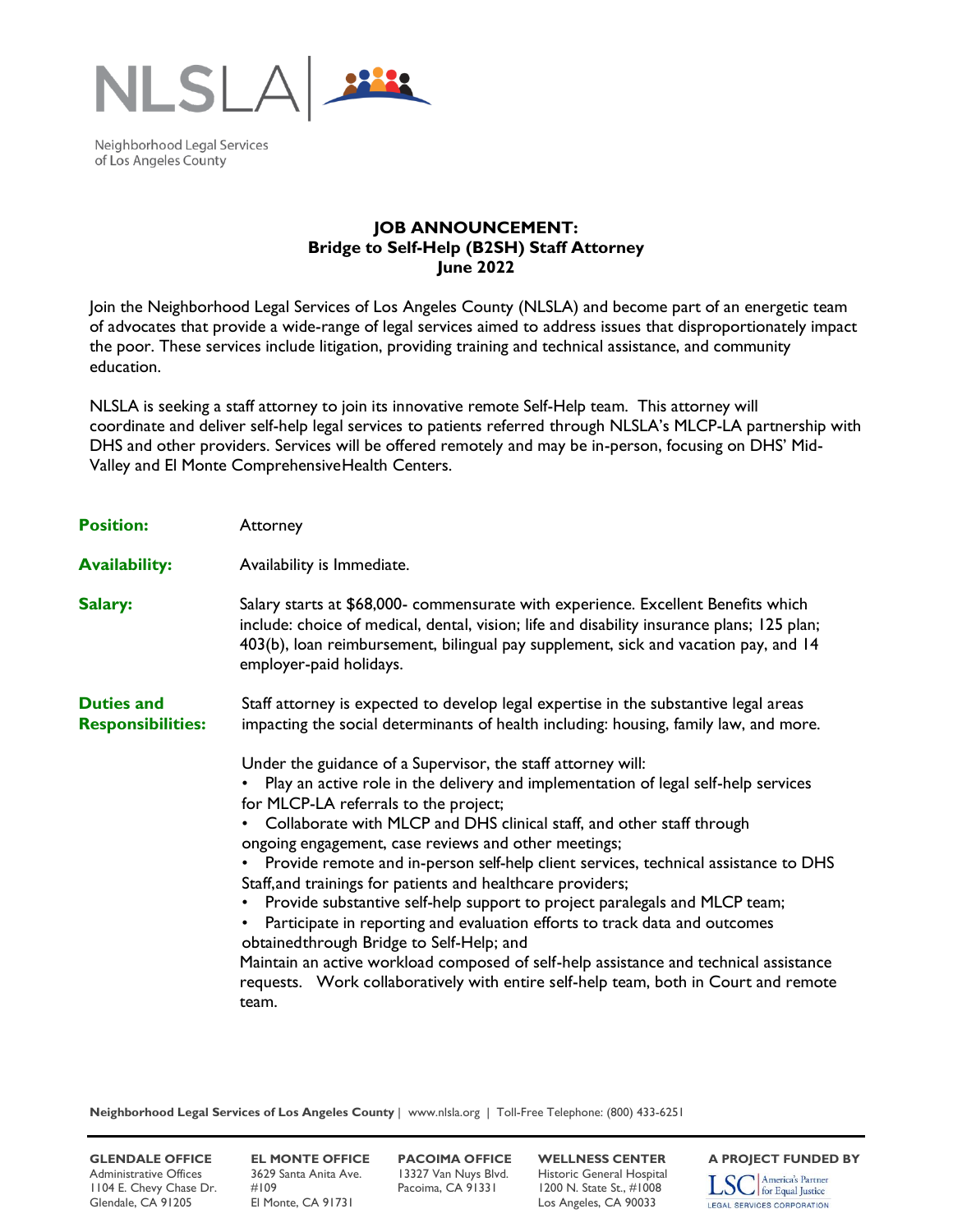NLSLA

Neighborhood Legal Services of Los Angeles County

**JOB ANNOUNCEMENT:**
**Bridge to Self-Help (B2SH) Staff Attorney**
**June 2022**

Join the Neighborhood Legal Services of Los Angeles County (NLSLA) and become part of an energetic team of advocates that provide a wide-range of legal services aimed to address issues that disproportionately impact the poor. These services include litigation, providing training and technical assistance, and community education.

NLSLA is seeking a staff attorney to join its innovative remote Self-Help team. This attorney will coordinate and deliver self-help legal services to patients referred through NLSLA's MLCP-LA partnership with DHS and other providers. Services will be offered remotely and may be in-person, focusing on DHS' Mid-Valley and El Monte ComprehensiveHealth Centers.

**Position:** Attorney

**Availability:** Availability is Immediate.

**Salary:** Salary starts at $68,000- commensurate with experience. Excellent Benefits which include: choice of medical, dental, vision; life and disability insurance plans; 125 plan; 403(b), loan reimbursement, bilingual pay supplement, sick and vacation pay, and 14 employer-paid holidays.

**Duties and Responsibilities:** Staff attorney is expected to develop legal expertise in the substantive legal areas impacting the social determinants of health including: housing, family law, and more.

Under the guidance of a Supervisor, the staff attorney will:

- Play an active role in the delivery and implementation of legal self-help services for MLCP-LA referrals to the project;
- Collaborate with MLCP and DHS clinical staff, and other staff through ongoing engagement, case reviews and other meetings;
- Provide remote and in-person self-help client services, technical assistance to DHS Staff,and trainings for patients and healthcare providers;
- Provide substantive self-help support to project paralegals and MLCP team;
- Participate in reporting and evaluation efforts to track data and outcomes obtainedthrough Bridge to Self-Help; and

Maintain an active workload composed of self-help assistance and technical assistance requests. Work collaboratively with entire self-help team, both in Court and remote team.

**Neighborhood Legal Services of Los Angeles County** | www.nlsla.org | Toll-Free Telephone: (800) 433-6251

**GLENDALE OFFICE**
Administrative Offices
1104 E. Chevy Chase Dr.
Glendale, CA 91205

**EL MONTE OFFICE**
3629 Santa Anita Ave.
#109
El Monte, CA 91731

**PACOIMA OFFICE**
13327 Van Nuys Blvd.
Pacoima, CA 91331

**WELLNESS CENTER**
Historic General Hospital
1200 N. State St., #1008
Los Angeles, CA 90033

**A PROJECT FUNDED BY**
LSC America's Partner for Equal Justice
LEGAL SERVICES CORPORATION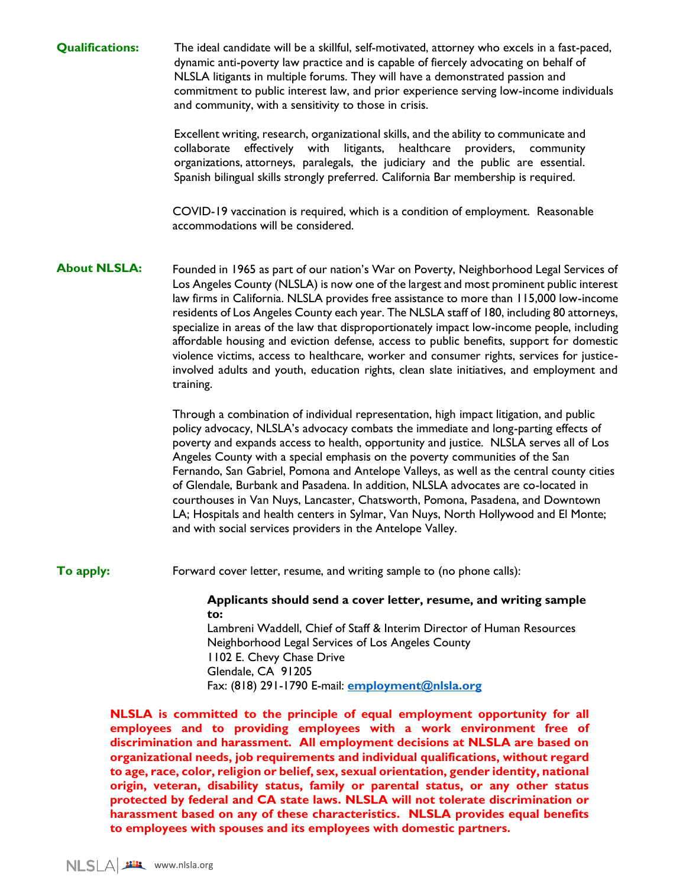**Qualifications:** The ideal candidate will be a skillful, self-motivated, attorney who excels in a fast-paced, dynamic anti-poverty law practice and is capable of fiercely advocating on behalf of NLSLA litigants in multiple forums. They will have a demonstrated passion and commitment to public interest law, and prior experience serving low-income individuals and community, with a sensitivity to those in crisis.

Excellent writing, research, organizational skills, and the ability to communicate and collaborate effectively with litigants, healthcare providers, community organizations, attorneys, paralegals, the judiciary and the public are essential. Spanish bilingual skills strongly preferred. California Bar membership is required.

COVID-19 vaccination is required, which is a condition of employment. Reasonable accommodations will be considered.

**About NLSLA:** Founded in 1965 as part of our nation's War on Poverty, Neighborhood Legal Services of Los Angeles County (NLSLA) is now one of the largest and most prominent public interest law firms in California. NLSLA provides free assistance to more than 115,000 low-income residents of Los Angeles County each year. The NLSLA staff of 180, including 80 attorneys, specialize in areas of the law that disproportionately impact low-income people, including affordable housing and eviction defense, access to public benefits, support for domestic violence victims, access to healthcare, worker and consumer rights, services for justice-involved adults and youth, education rights, clean slate initiatives, and employment and training.

Through a combination of individual representation, high impact litigation, and public policy advocacy, NLSLA's advocacy combats the immediate and long-parting effects of poverty and expands access to health, opportunity and justice. NLSLA serves all of Los Angeles County with a special emphasis on the poverty communities of the San Fernando, San Gabriel, Pomona and Antelope Valleys, as well as the central county cities of Glendale, Burbank and Pasadena. In addition, NLSLA advocates are co-located in courthouses in Van Nuys, Lancaster, Chatsworth, Pomona, Pasadena, and Downtown LA; Hospitals and health centers in Sylmar, Van Nuys, North Hollywood and El Monte; and with social services providers in the Antelope Valley.

**To apply:** Forward cover letter, resume, and writing sample to (no phone calls):

**Applicants should send a cover letter, resume, and writing sample to:**
Lambreni Waddell, Chief of Staff & Interim Director of Human Resources
Neighborhood Legal Services of Los Angeles County
1102 E. Chevy Chase Drive
Glendale, CA 91205
Fax: (818) 291-1790 E-mail: **employment@nlsla.org**

**NLSLA is committed to the principle of equal employment opportunity for all employees and to providing employees with a work environment free of discrimination and harassment. All employment decisions at NLSLA are based on organizational needs, job requirements and individual qualifications, without regard to age, race, color, religion or belief, sex, sexual orientation, gender identity, national origin, veteran, disability status, family or parental status, or any other status protected by federal and CA state laws. NLSLA will not tolerate discrimination or harassment based on any of these characteristics. NLSLA provides equal benefits to employees with spouses and its employees with domestic partners.**

NLSLA www.nlsla.org